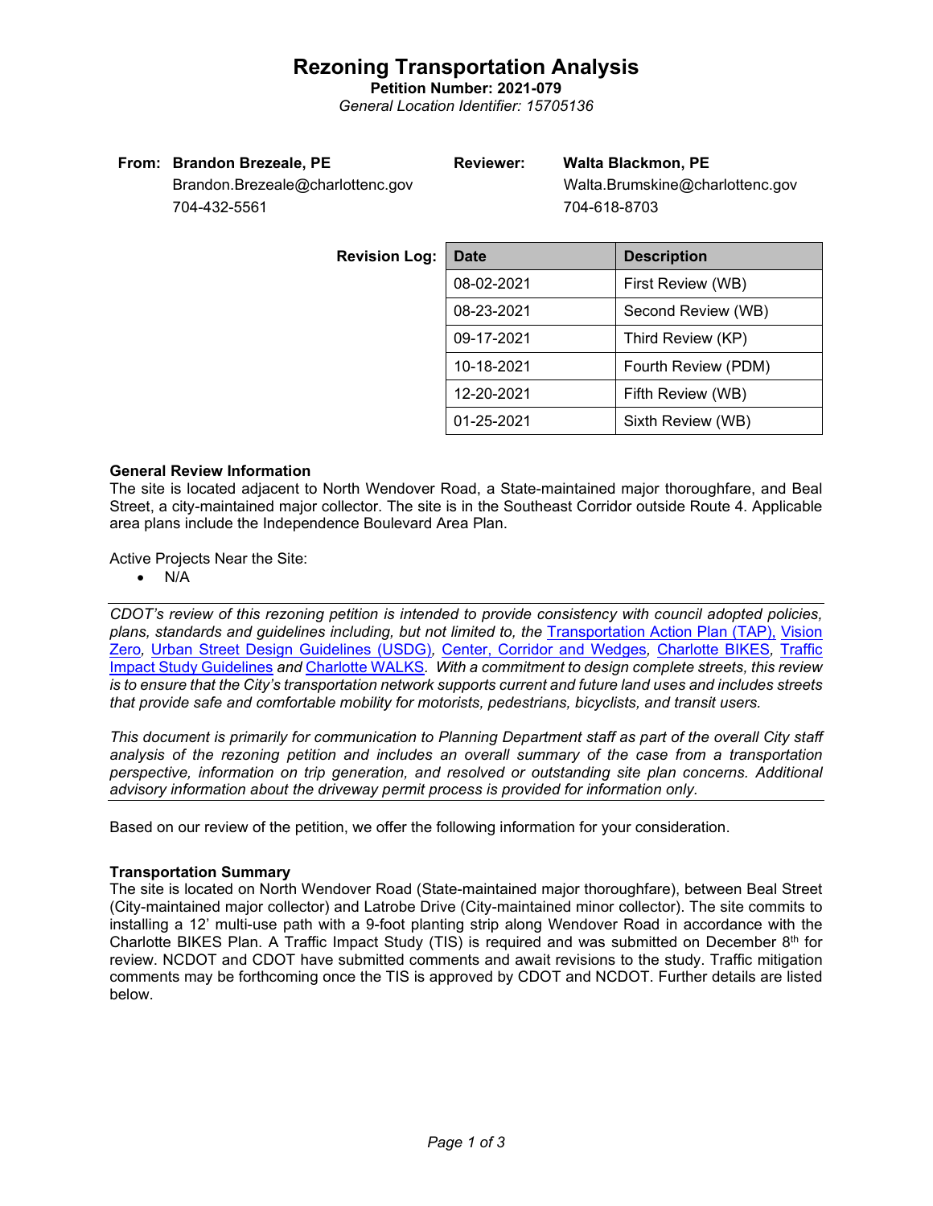# Rezoning Transportation Analysis

**Petition Number: 2021-079**

*General Location Identifier: 15705136*

**From:** **Brandon Brezeale, PE**
Brandon.Brezeale@charlottenc.gov
704-432-5561

**Reviewer:** **Walta Blackmon, PE**
Walta.Brumskine@charlottenc.gov
704-618-8703

**Revision Log:**

| Date | Description |
|---|---|
| 08-02-2021 | First Review (WB) |
| 08-23-2021 | Second Review (WB) |
| 09-17-2021 | Third Review (KP) |
| 10-18-2021 | Fourth Review (PDM) |
| 12-20-2021 | Fifth Review (WB) |
| 01-25-2021 | Sixth Review (WB) |

### General Review Information

The site is located adjacent to North Wendover Road, a State-maintained major thoroughfare, and Beal Street, a city-maintained major collector. The site is in the Southeast Corridor outside Route 4. Applicable area plans include the Independence Boulevard Area Plan.

Active Projects Near the Site:

- N/A

*CDOT's review of this rezoning petition is intended to provide consistency with council adopted policies, plans, standards and guidelines including, but not limited to, the Transportation Action Plan (TAP), Vision Zero, Urban Street Design Guidelines (USDG), Center, Corridor and Wedges, Charlotte BIKES, Traffic Impact Study Guidelines and Charlotte WALKS. With a commitment to design complete streets, this review is to ensure that the City's transportation network supports current and future land uses and includes streets that provide safe and comfortable mobility for motorists, pedestrians, bicyclists, and transit users.*

*This document is primarily for communication to Planning Department staff as part of the overall City staff analysis of the rezoning petition and includes an overall summary of the case from a transportation perspective, information on trip generation, and resolved or outstanding site plan concerns. Additional advisory information about the driveway permit process is provided for information only.*

Based on our review of the petition, we offer the following information for your consideration.

### Transportation Summary

The site is located on North Wendover Road (State-maintained major thoroughfare), between Beal Street (City-maintained major collector) and Latrobe Drive (City-maintained minor collector). The site commits to installing a 12' multi-use path with a 9-foot planting strip along Wendover Road in accordance with the Charlotte BIKES Plan. A Traffic Impact Study (TIS) is required and was submitted on December 8th for review. NCDOT and CDOT have submitted comments and await revisions to the study. Traffic mitigation comments may be forthcoming once the TIS is approved by CDOT and NCDOT. Further details are listed below.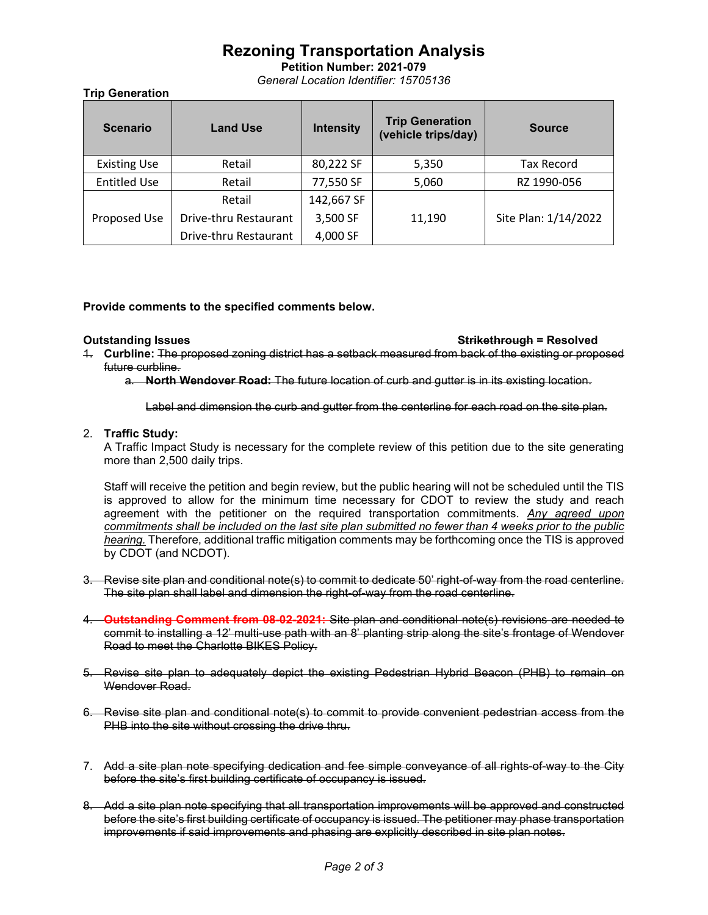# Rezoning Transportation Analysis

**Petition Number: 2021-079**

*General Location Identifier: 15705136*

**Trip Generation**

| Scenario | Land Use | Intensity | Trip Generation (vehicle trips/day) | Source |
|---|---|---|---|---|
| Existing Use | Retail | 80,222 SF | 5,350 | Tax Record |
| Entitled Use | Retail | 77,550 SF | 5,060 | RZ 1990-056 |
| Proposed Use | Retail | 142,667 SF | 11,190 | Site Plan: 1/14/2022 |
| | Drive-thru Restaurant | 3,500 SF | | |
| | Drive-thru Restaurant | 4,000 SF | | |

**Provide comments to the specified comments below.**

**Outstanding Issues** ~~**Strikethrough**~~ **= Resolved**

1. **Curbline:** ~~The proposed zoning district has a setback measured from back of the existing or proposed future curbline.~~
   a. ~~**North Wendover Road:** The future location of curb and gutter is in its existing location.~~

   ~~Label and dimension the curb and gutter from the centerline for each road on the site plan.~~

2. **Traffic Study:**
   A Traffic Impact Study is necessary for the complete review of this petition due to the site generating more than 2,500 daily trips.

   Staff will receive the petition and begin review, but the public hearing will not be scheduled until the TIS is approved to allow for the minimum time necessary for CDOT to review the study and reach agreement with the petitioner on the required transportation commitments. *Any agreed upon commitments shall be included on the last site plan submitted no fewer than 4 weeks prior to the public hearing.* Therefore, additional traffic mitigation comments may be forthcoming once the TIS is approved by CDOT (and NCDOT).

3. ~~Revise site plan and conditional note(s) to commit to dedicate 50' right-of-way from the road centerline. The site plan shall label and dimension the right-of-way from the road centerline.~~

4. ~~**Outstanding Comment from 08-02-2021:** Site plan and conditional note(s) revisions are needed to commit to installing a 12' multi-use path with an 8' planting strip along the site's frontage of Wendover Road to meet the Charlotte BIKES Policy.~~

5. ~~Revise site plan to adequately depict the existing Pedestrian Hybrid Beacon (PHB) to remain on Wendover Road.~~

6. ~~Revise site plan and conditional note(s) to commit to provide convenient pedestrian access from the PHB into the site without crossing the drive thru.~~

7. ~~Add a site plan note specifying dedication and fee simple conveyance of all rights-of-way to the City before the site's first building certificate of occupancy is issued.~~

8. ~~Add a site plan note specifying that all transportation improvements will be approved and constructed before the site's first building certificate of occupancy is issued. The petitioner may phase transportation improvements if said improvements and phasing are explicitly described in site plan notes.~~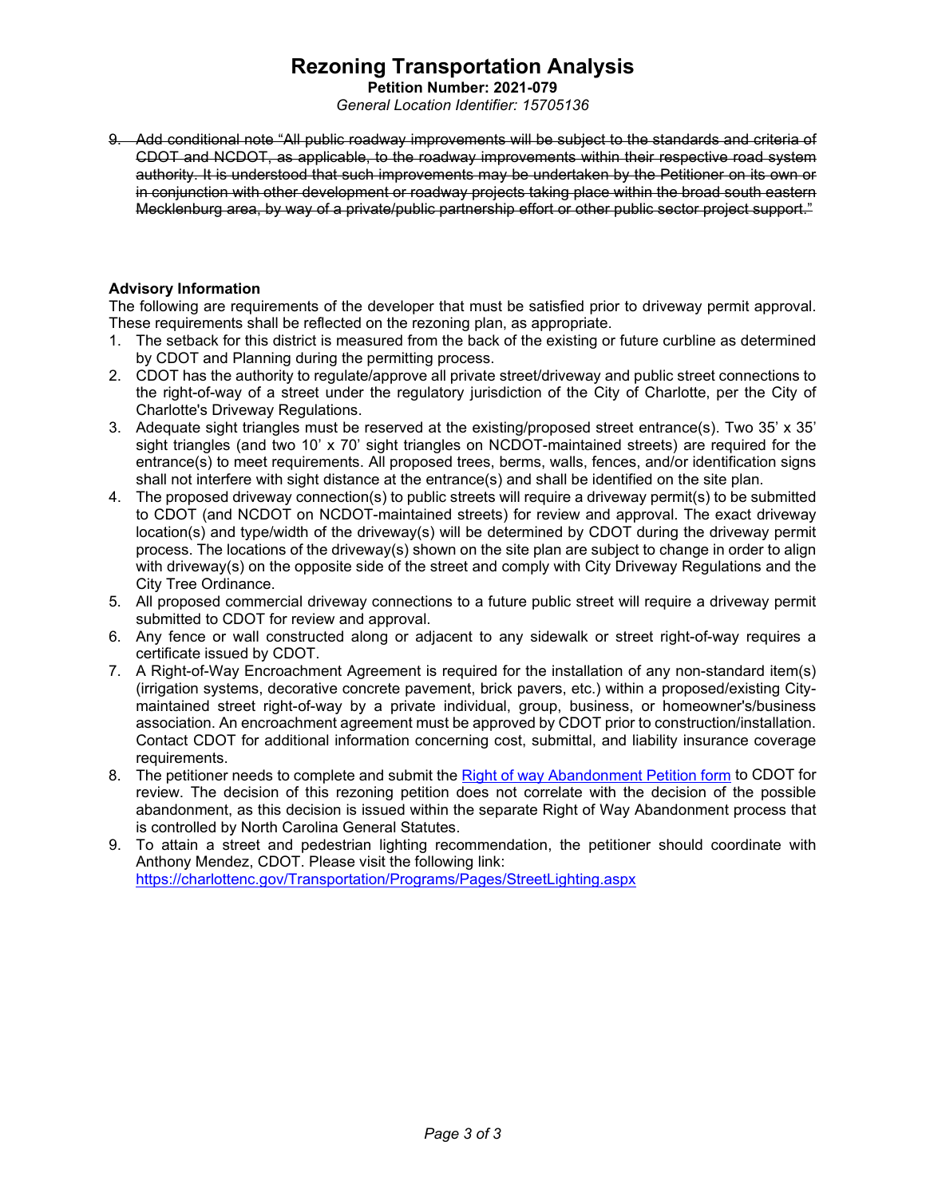# Rezoning Transportation Analysis

**Petition Number: 2021-079**

*General Location Identifier: 15705136*

9. ~~Add conditional note "All public roadway improvements will be subject to the standards and criteria of CDOT and NCDOT, as applicable, to the roadway improvements within their respective road system authority. It is understood that such improvements may be undertaken by the Petitioner on its own or in conjunction with other development or roadway projects taking place within the broad south eastern Mecklenburg area, by way of a private/public partnership effort or other public sector project support."~~

**Advisory Information**

The following are requirements of the developer that must be satisfied prior to driveway permit approval. These requirements shall be reflected on the rezoning plan, as appropriate.

1. The setback for this district is measured from the back of the existing or future curbline as determined by CDOT and Planning during the permitting process.
2. CDOT has the authority to regulate/approve all private street/driveway and public street connections to the right-of-way of a street under the regulatory jurisdiction of the City of Charlotte, per the City of Charlotte's Driveway Regulations.
3. Adequate sight triangles must be reserved at the existing/proposed street entrance(s). Two 35' x 35' sight triangles (and two 10' x 70' sight triangles on NCDOT-maintained streets) are required for the entrance(s) to meet requirements. All proposed trees, berms, walls, fences, and/or identification signs shall not interfere with sight distance at the entrance(s) and shall be identified on the site plan.
4. The proposed driveway connection(s) to public streets will require a driveway permit(s) to be submitted to CDOT (and NCDOT on NCDOT-maintained streets) for review and approval. The exact driveway location(s) and type/width of the driveway(s) will be determined by CDOT during the driveway permit process. The locations of the driveway(s) shown on the site plan are subject to change in order to align with driveway(s) on the opposite side of the street and comply with City Driveway Regulations and the City Tree Ordinance.
5. All proposed commercial driveway connections to a future public street will require a driveway permit submitted to CDOT for review and approval.
6. Any fence or wall constructed along or adjacent to any sidewalk or street right-of-way requires a certificate issued by CDOT.
7. A Right-of-Way Encroachment Agreement is required for the installation of any non-standard item(s) (irrigation systems, decorative concrete pavement, brick pavers, etc.) within a proposed/existing City-maintained street right-of-way by a private individual, group, business, or homeowner's/business association. An encroachment agreement must be approved by CDOT prior to construction/installation. Contact CDOT for additional information concerning cost, submittal, and liability insurance coverage requirements.
8. The petitioner needs to complete and submit the Right of way Abandonment Petition form to CDOT for review. The decision of this rezoning petition does not correlate with the decision of the possible abandonment, as this decision is issued within the separate Right of Way Abandonment process that is controlled by North Carolina General Statutes.
9. To attain a street and pedestrian lighting recommendation, the petitioner should coordinate with Anthony Mendez, CDOT. Please visit the following link: https://charlottenc.gov/Transportation/Programs/Pages/StreetLighting.aspx